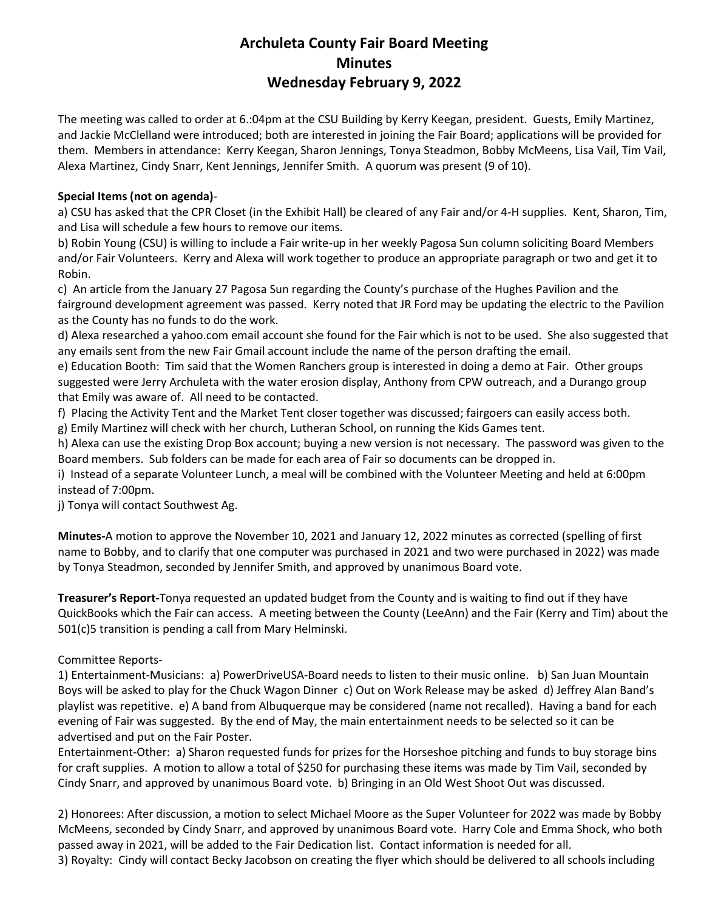# Archuleta County Fair Board Meeting
# Minutes
# Wednesday February 9, 2022

The meeting was called to order at 6.:04pm at the CSU Building by Kerry Keegan, president. Guests, Emily Martinez, and Jackie McClelland were introduced; both are interested in joining the Fair Board; applications will be provided for them. Members in attendance: Kerry Keegan, Sharon Jennings, Tonya Steadmon, Bobby McMeens, Lisa Vail, Tim Vail, Alexa Martinez, Cindy Snarr, Kent Jennings, Jennifer Smith. A quorum was present (9 of 10).

**Special Items (not on agenda)**-

a) CSU has asked that the CPR Closet (in the Exhibit Hall) be cleared of any Fair and/or 4-H supplies. Kent, Sharon, Tim, and Lisa will schedule a few hours to remove our items.

b) Robin Young (CSU) is willing to include a Fair write-up in her weekly Pagosa Sun column soliciting Board Members and/or Fair Volunteers. Kerry and Alexa will work together to produce an appropriate paragraph or two and get it to Robin.

c) An article from the January 27 Pagosa Sun regarding the County's purchase of the Hughes Pavilion and the fairground development agreement was passed. Kerry noted that JR Ford may be updating the electric to the Pavilion as the County has no funds to do the work.

d) Alexa researched a yahoo.com email account she found for the Fair which is not to be used. She also suggested that any emails sent from the new Fair Gmail account include the name of the person drafting the email.

e) Education Booth: Tim said that the Women Ranchers group is interested in doing a demo at Fair. Other groups suggested were Jerry Archuleta with the water erosion display, Anthony from CPW outreach, and a Durango group that Emily was aware of. All need to be contacted.

f) Placing the Activity Tent and the Market Tent closer together was discussed; fairgoers can easily access both.

g) Emily Martinez will check with her church, Lutheran School, on running the Kids Games tent.

h) Alexa can use the existing Drop Box account; buying a new version is not necessary. The password was given to the Board members. Sub folders can be made for each area of Fair so documents can be dropped in.

i) Instead of a separate Volunteer Lunch, a meal will be combined with the Volunteer Meeting and held at 6:00pm instead of 7:00pm.

j) Tonya will contact Southwest Ag.

**Minutes-**A motion to approve the November 10, 2021 and January 12, 2022 minutes as corrected (spelling of first name to Bobby, and to clarify that one computer was purchased in 2021 and two were purchased in 2022) was made by Tonya Steadmon, seconded by Jennifer Smith, and approved by unanimous Board vote.

**Treasurer's Report-**Tonya requested an updated budget from the County and is waiting to find out if they have QuickBooks which the Fair can access. A meeting between the County (LeeAnn) and the Fair (Kerry and Tim) about the 501(c)5 transition is pending a call from Mary Helminski.

Committee Reports-

1) Entertainment-Musicians: a) PowerDriveUSA-Board needs to listen to their music online. b) San Juan Mountain Boys will be asked to play for the Chuck Wagon Dinner c) Out on Work Release may be asked d) Jeffrey Alan Band's playlist was repetitive. e) A band from Albuquerque may be considered (name not recalled). Having a band for each evening of Fair was suggested. By the end of May, the main entertainment needs to be selected so it can be advertised and put on the Fair Poster.

Entertainment-Other: a) Sharon requested funds for prizes for the Horseshoe pitching and funds to buy storage bins for craft supplies. A motion to allow a total of $250 for purchasing these items was made by Tim Vail, seconded by Cindy Snarr, and approved by unanimous Board vote. b) Bringing in an Old West Shoot Out was discussed.

2) Honorees: After discussion, a motion to select Michael Moore as the Super Volunteer for 2022 was made by Bobby McMeens, seconded by Cindy Snarr, and approved by unanimous Board vote. Harry Cole and Emma Shock, who both passed away in 2021, will be added to the Fair Dedication list. Contact information is needed for all.

3) Royalty: Cindy will contact Becky Jacobson on creating the flyer which should be delivered to all schools including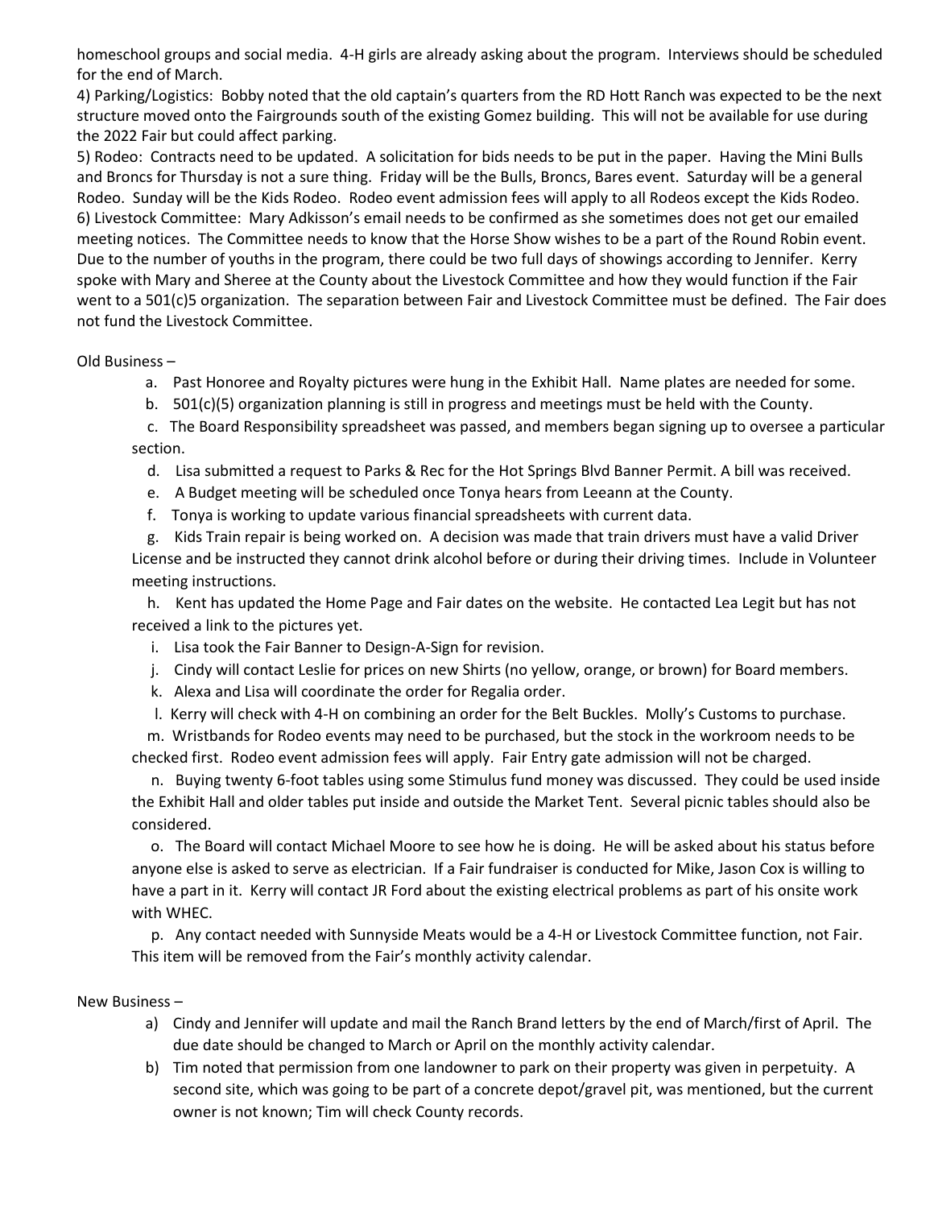homeschool groups and social media. 4-H girls are already asking about the program. Interviews should be scheduled for the end of March.

4) Parking/Logistics: Bobby noted that the old captain's quarters from the RD Hott Ranch was expected to be the next structure moved onto the Fairgrounds south of the existing Gomez building. This will not be available for use during the 2022 Fair but could affect parking.

5) Rodeo: Contracts need to be updated. A solicitation for bids needs to be put in the paper. Having the Mini Bulls and Broncs for Thursday is not a sure thing. Friday will be the Bulls, Broncs, Bares event. Saturday will be a general Rodeo. Sunday will be the Kids Rodeo. Rodeo event admission fees will apply to all Rodeos except the Kids Rodeo.

6) Livestock Committee: Mary Adkisson's email needs to be confirmed as she sometimes does not get our emailed meeting notices. The Committee needs to know that the Horse Show wishes to be a part of the Round Robin event. Due to the number of youths in the program, there could be two full days of showings according to Jennifer. Kerry spoke with Mary and Sheree at the County about the Livestock Committee and how they would function if the Fair went to a 501(c)5 organization. The separation between Fair and Livestock Committee must be defined. The Fair does not fund the Livestock Committee.

Old Business –

a. Past Honoree and Royalty pictures were hung in the Exhibit Hall. Name plates are needed for some.

b. 501(c)(5) organization planning is still in progress and meetings must be held with the County.

c. The Board Responsibility spreadsheet was passed, and members began signing up to oversee a particular section.

d. Lisa submitted a request to Parks & Rec for the Hot Springs Blvd Banner Permit. A bill was received.

e. A Budget meeting will be scheduled once Tonya hears from Leeann at the County.

f. Tonya is working to update various financial spreadsheets with current data.

g. Kids Train repair is being worked on. A decision was made that train drivers must have a valid Driver License and be instructed they cannot drink alcohol before or during their driving times. Include in Volunteer meeting instructions.

h. Kent has updated the Home Page and Fair dates on the website. He contacted Lea Legit but has not received a link to the pictures yet.

i. Lisa took the Fair Banner to Design-A-Sign for revision.

j. Cindy will contact Leslie for prices on new Shirts (no yellow, orange, or brown) for Board members.

k. Alexa and Lisa will coordinate the order for Regalia order.

l. Kerry will check with 4-H on combining an order for the Belt Buckles. Molly's Customs to purchase.

m. Wristbands for Rodeo events may need to be purchased, but the stock in the workroom needs to be checked first. Rodeo event admission fees will apply. Fair Entry gate admission will not be charged.

n. Buying twenty 6-foot tables using some Stimulus fund money was discussed. They could be used inside the Exhibit Hall and older tables put inside and outside the Market Tent. Several picnic tables should also be considered.

o. The Board will contact Michael Moore to see how he is doing. He will be asked about his status before anyone else is asked to serve as electrician. If a Fair fundraiser is conducted for Mike, Jason Cox is willing to have a part in it. Kerry will contact JR Ford about the existing electrical problems as part of his onsite work with WHEC.

p. Any contact needed with Sunnyside Meats would be a 4-H or Livestock Committee function, not Fair. This item will be removed from the Fair's monthly activity calendar.

New Business –

a) Cindy and Jennifer will update and mail the Ranch Brand letters by the end of March/first of April. The due date should be changed to March or April on the monthly activity calendar.

b) Tim noted that permission from one landowner to park on their property was given in perpetuity. A second site, which was going to be part of a concrete depot/gravel pit, was mentioned, but the current owner is not known; Tim will check County records.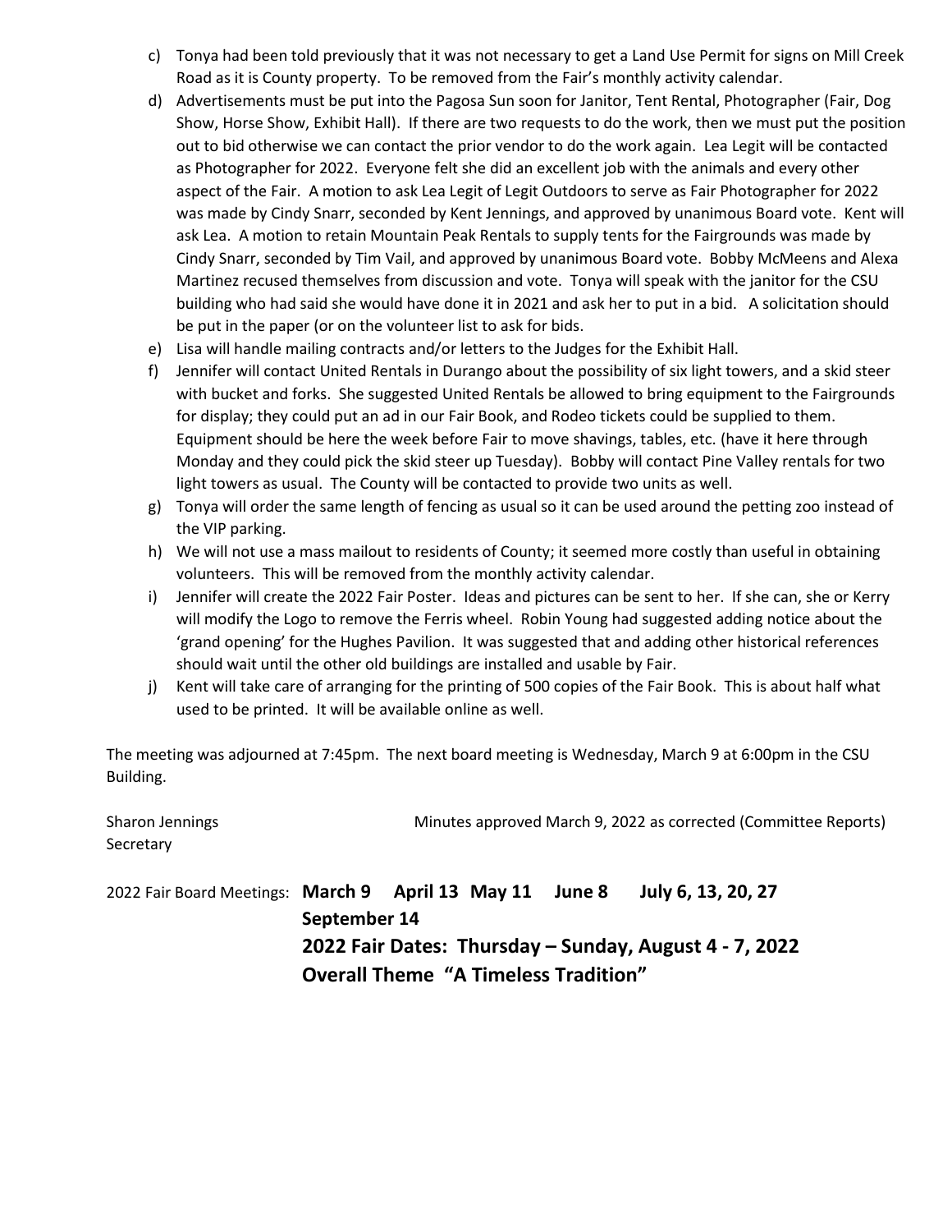c) Tonya had been told previously that it was not necessary to get a Land Use Permit for signs on Mill Creek Road as it is County property. To be removed from the Fair's monthly activity calendar.

d) Advertisements must be put into the Pagosa Sun soon for Janitor, Tent Rental, Photographer (Fair, Dog Show, Horse Show, Exhibit Hall). If there are two requests to do the work, then we must put the position out to bid otherwise we can contact the prior vendor to do the work again. Lea Legit will be contacted as Photographer for 2022. Everyone felt she did an excellent job with the animals and every other aspect of the Fair. A motion to ask Lea Legit of Legit Outdoors to serve as Fair Photographer for 2022 was made by Cindy Snarr, seconded by Kent Jennings, and approved by unanimous Board vote. Kent will ask Lea. A motion to retain Mountain Peak Rentals to supply tents for the Fairgrounds was made by Cindy Snarr, seconded by Tim Vail, and approved by unanimous Board vote. Bobby McMeens and Alexa Martinez recused themselves from discussion and vote. Tonya will speak with the janitor for the CSU building who had said she would have done it in 2021 and ask her to put in a bid. A solicitation should be put in the paper (or on the volunteer list to ask for bids.

e) Lisa will handle mailing contracts and/or letters to the Judges for the Exhibit Hall.

f) Jennifer will contact United Rentals in Durango about the possibility of six light towers, and a skid steer with bucket and forks. She suggested United Rentals be allowed to bring equipment to the Fairgrounds for display; they could put an ad in our Fair Book, and Rodeo tickets could be supplied to them. Equipment should be here the week before Fair to move shavings, tables, etc. (have it here through Monday and they could pick the skid steer up Tuesday). Bobby will contact Pine Valley rentals for two light towers as usual. The County will be contacted to provide two units as well.

g) Tonya will order the same length of fencing as usual so it can be used around the petting zoo instead of the VIP parking.

h) We will not use a mass mailout to residents of County; it seemed more costly than useful in obtaining volunteers. This will be removed from the monthly activity calendar.

i) Jennifer will create the 2022 Fair Poster. Ideas and pictures can be sent to her. If she can, she or Kerry will modify the Logo to remove the Ferris wheel. Robin Young had suggested adding notice about the 'grand opening' for the Hughes Pavilion. It was suggested that and adding other historical references should wait until the other old buildings are installed and usable by Fair.

j) Kent will take care of arranging for the printing of 500 copies of the Fair Book. This is about half what used to be printed. It will be available online as well.

The meeting was adjourned at 7:45pm. The next board meeting is Wednesday, March 9 at 6:00pm in the CSU Building.

Sharon Jennings
Secretary

Minutes approved March 9, 2022 as corrected (Committee Reports)

2022 Fair Board Meetings: **March 9 April 13 May 11 June 8 July 6, 13, 20, 27**
**September 14**
**2022 Fair Dates: Thursday – Sunday, August 4 - 7, 2022**
**Overall Theme "A Timeless Tradition"**